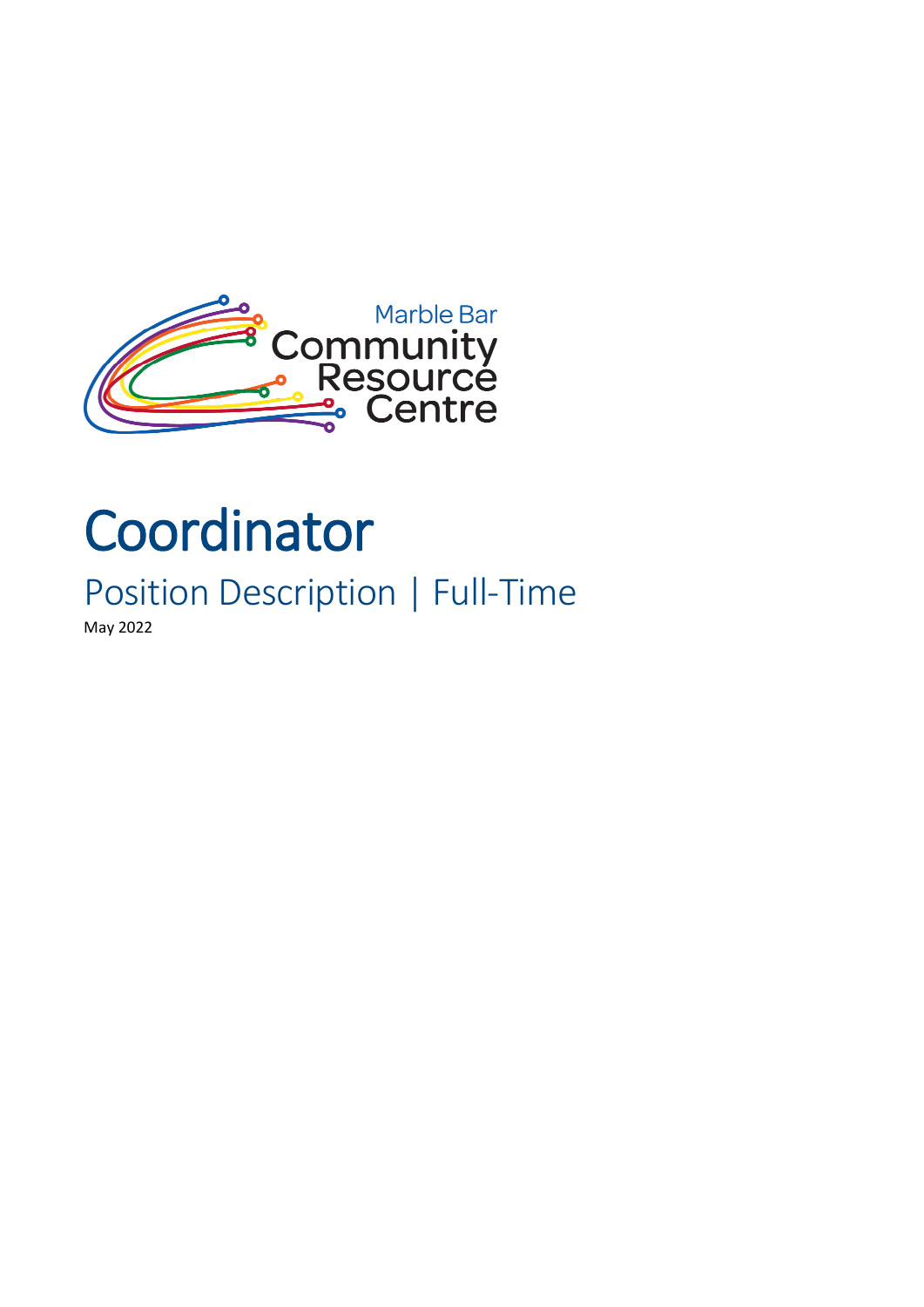Marble Bar Community Resource Centre

# Coordinator

## Position Description | Full-Time

May 2022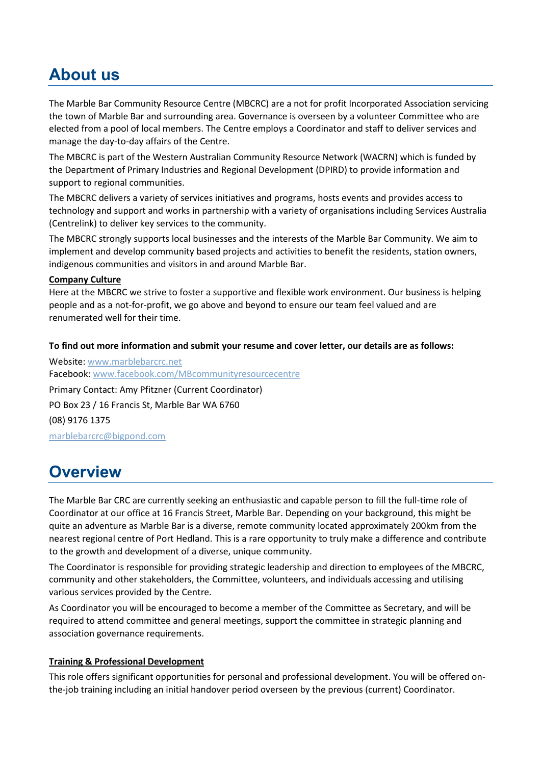# About us

The Marble Bar Community Resource Centre (MBCRC) are a not for profit Incorporated Association servicing the town of Marble Bar and surrounding area. Governance is overseen by a volunteer Committee who are elected from a pool of local members. The Centre employs a Coordinator and staff to deliver services and manage the day-to-day affairs of the Centre.

The MBCRC is part of the Western Australian Community Resource Network (WACRN) which is funded by the Department of Primary Industries and Regional Development (DPIRD) to provide information and support to regional communities.

The MBCRC delivers a variety of services initiatives and programs, hosts events and provides access to technology and support and works in partnership with a variety of organisations including Services Australia (Centrelink) to deliver key services to the community.

The MBCRC strongly supports local businesses and the interests of the Marble Bar Community. We aim to implement and develop community based projects and activities to benefit the residents, station owners, indigenous communities and visitors in and around Marble Bar.

**Company Culture**

Here at the MBCRC we strive to foster a supportive and flexible work environment. Our business is helping people and as a not-for-profit, we go above and beyond to ensure our team feel valued and are renumerated well for their time.

**To find out more information and submit your resume and cover letter, our details are as follows:**

Website: www.marblebarcrc.net
Facebook: www.facebook.com/MBcommunityresourcecentre

Primary Contact: Amy Pfitzner (Current Coordinator)

PO Box 23 / 16 Francis St, Marble Bar WA 6760

(08) 9176 1375

marblebarcrc@bigpond.com

# Overview

The Marble Bar CRC are currently seeking an enthusiastic and capable person to fill the full-time role of Coordinator at our office at 16 Francis Street, Marble Bar. Depending on your background, this might be quite an adventure as Marble Bar is a diverse, remote community located approximately 200km from the nearest regional centre of Port Hedland. This is a rare opportunity to truly make a difference and contribute to the growth and development of a diverse, unique community.

The Coordinator is responsible for providing strategic leadership and direction to employees of the MBCRC, community and other stakeholders, the Committee, volunteers, and individuals accessing and utilising various services provided by the Centre.

As Coordinator you will be encouraged to become a member of the Committee as Secretary, and will be required to attend committee and general meetings, support the committee in strategic planning and association governance requirements.

**Training & Professional Development**

This role offers significant opportunities for personal and professional development. You will be offered on-the-job training including an initial handover period overseen by the previous (current) Coordinator.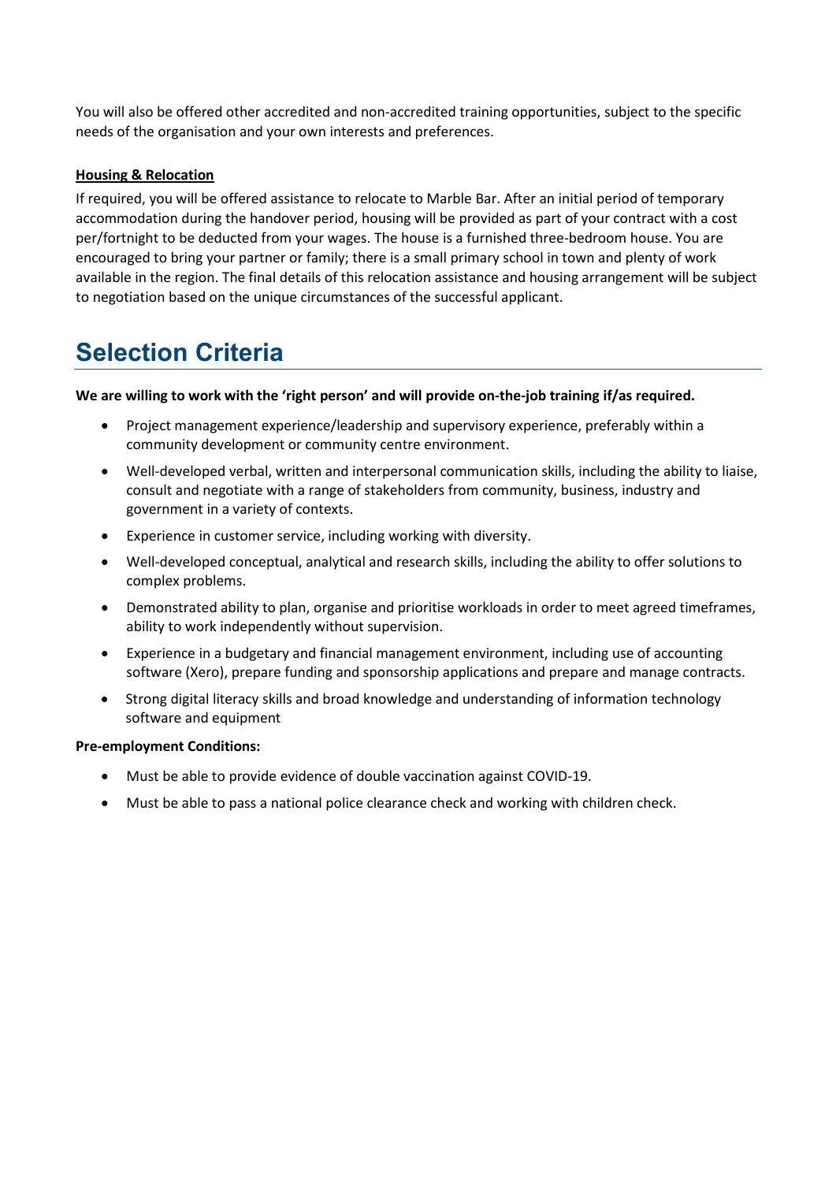You will also be offered other accredited and non-accredited training opportunities, subject to the specific needs of the organisation and your own interests and preferences.

**Housing & Relocation**

If required, you will be offered assistance to relocate to Marble Bar. After an initial period of temporary accommodation during the handover period, housing will be provided as part of your contract with a cost per/fortnight to be deducted from your wages. The house is a furnished three-bedroom house. You are encouraged to bring your partner or family; there is a small primary school in town and plenty of work available in the region. The final details of this relocation assistance and housing arrangement will be subject to negotiation based on the unique circumstances of the successful applicant.

# Selection Criteria

**We are willing to work with the 'right person' and will provide on-the-job training if/as required.**

- Project management experience/leadership and supervisory experience, preferably within a community development or community centre environment.
- Well-developed verbal, written and interpersonal communication skills, including the ability to liaise, consult and negotiate with a range of stakeholders from community, business, industry and government in a variety of contexts.
- Experience in customer service, including working with diversity.
- Well-developed conceptual, analytical and research skills, including the ability to offer solutions to complex problems.
- Demonstrated ability to plan, organise and prioritise workloads in order to meet agreed timeframes, ability to work independently without supervision.
- Experience in a budgetary and financial management environment, including use of accounting software (Xero), prepare funding and sponsorship applications and prepare and manage contracts.
- Strong digital literacy skills and broad knowledge and understanding of information technology software and equipment

**Pre-employment Conditions:**

- Must be able to provide evidence of double vaccination against COVID-19.
- Must be able to pass a national police clearance check and working with children check.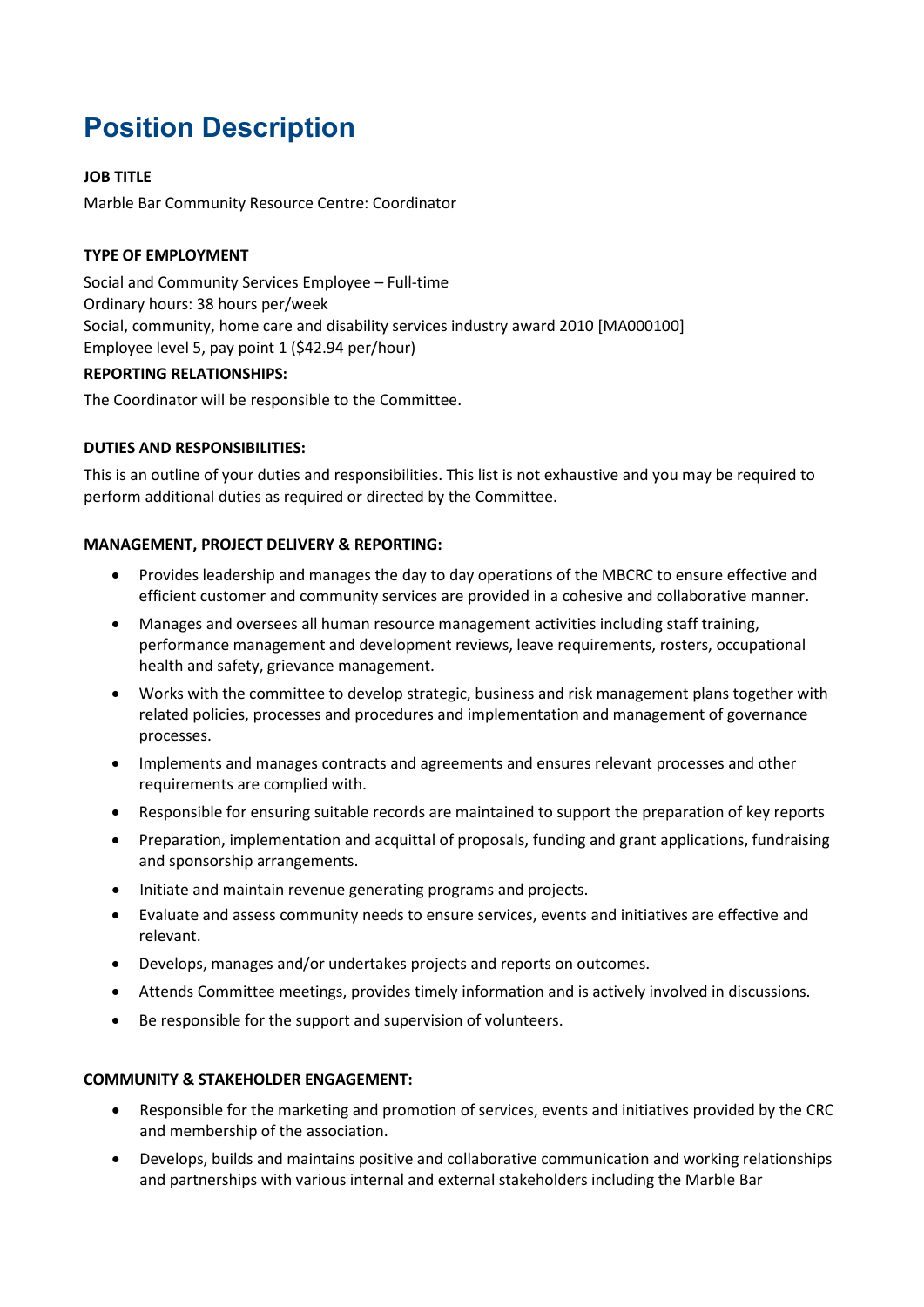# Position Description

**JOB TITLE**

Marble Bar Community Resource Centre: Coordinator

**TYPE OF EMPLOYMENT**

Social and Community Services Employee – Full-time
Ordinary hours: 38 hours per/week
Social, community, home care and disability services industry award 2010 [MA000100]
Employee level 5, pay point 1 ($42.94 per/hour)

**REPORTING RELATIONSHIPS:**

The Coordinator will be responsible to the Committee.

**DUTIES AND RESPONSIBILITIES:**

This is an outline of your duties and responsibilities. This list is not exhaustive and you may be required to perform additional duties as required or directed by the Committee.

**MANAGEMENT, PROJECT DELIVERY & REPORTING:**

- Provides leadership and manages the day to day operations of the MBCRC to ensure effective and efficient customer and community services are provided in a cohesive and collaborative manner.
- Manages and oversees all human resource management activities including staff training, performance management and development reviews, leave requirements, rosters, occupational health and safety, grievance management.
- Works with the committee to develop strategic, business and risk management plans together with related policies, processes and procedures and implementation and management of governance processes.
- Implements and manages contracts and agreements and ensures relevant processes and other requirements are complied with.
- Responsible for ensuring suitable records are maintained to support the preparation of key reports
- Preparation, implementation and acquittal of proposals, funding and grant applications, fundraising and sponsorship arrangements.
- Initiate and maintain revenue generating programs and projects.
- Evaluate and assess community needs to ensure services, events and initiatives are effective and relevant.
- Develops, manages and/or undertakes projects and reports on outcomes.
- Attends Committee meetings, provides timely information and is actively involved in discussions.
- Be responsible for the support and supervision of volunteers.

**COMMUNITY & STAKEHOLDER ENGAGEMENT:**

- Responsible for the marketing and promotion of services, events and initiatives provided by the CRC and membership of the association.
- Develops, builds and maintains positive and collaborative communication and working relationships and partnerships with various internal and external stakeholders including the Marble Bar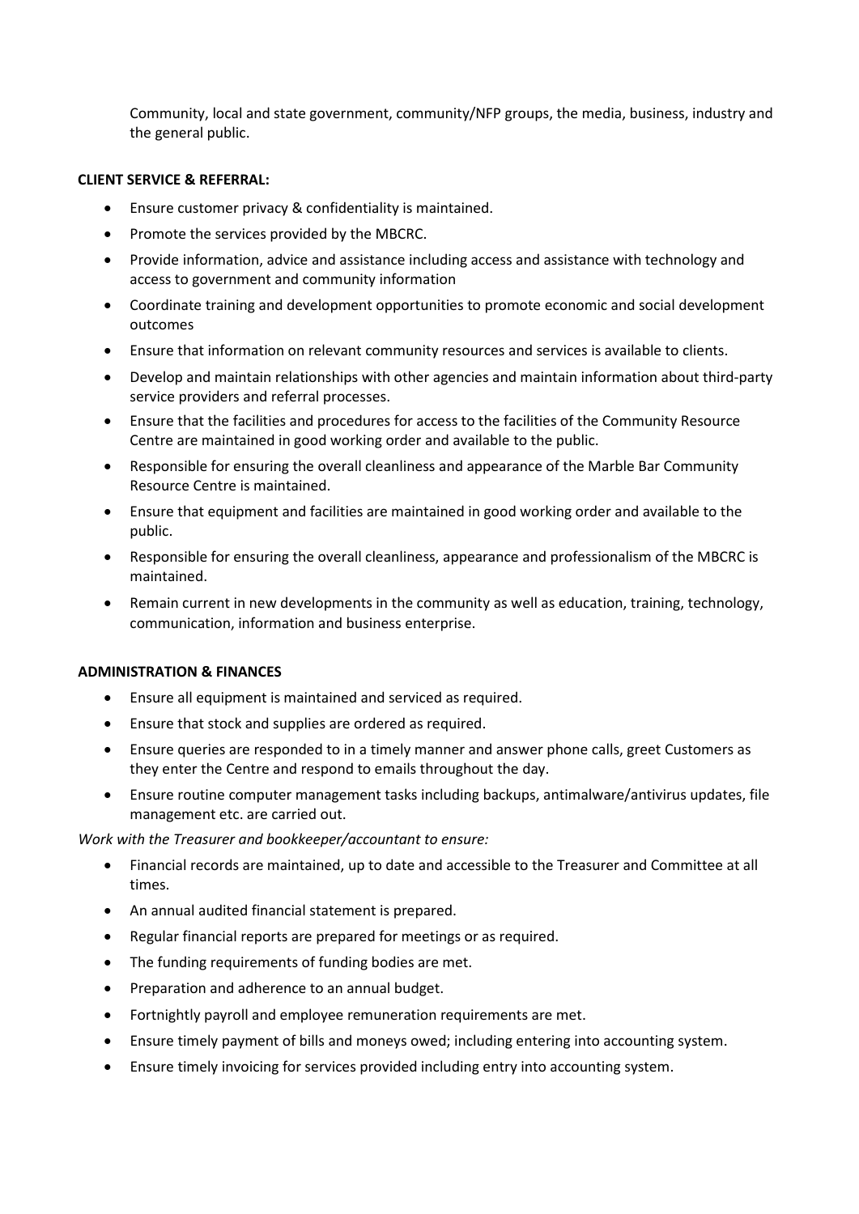Community, local and state government, community/NFP groups, the media, business, industry and the general public.

**CLIENT SERVICE & REFERRAL:**

- Ensure customer privacy & confidentiality is maintained.
- Promote the services provided by the MBCRC.
- Provide information, advice and assistance including access and assistance with technology and access to government and community information
- Coordinate training and development opportunities to promote economic and social development outcomes
- Ensure that information on relevant community resources and services is available to clients.
- Develop and maintain relationships with other agencies and maintain information about third-party service providers and referral processes.
- Ensure that the facilities and procedures for access to the facilities of the Community Resource Centre are maintained in good working order and available to the public.
- Responsible for ensuring the overall cleanliness and appearance of the Marble Bar Community Resource Centre is maintained.
- Ensure that equipment and facilities are maintained in good working order and available to the public.
- Responsible for ensuring the overall cleanliness, appearance and professionalism of the MBCRC is maintained.
- Remain current in new developments in the community as well as education, training, technology, communication, information and business enterprise.

**ADMINISTRATION & FINANCES**

- Ensure all equipment is maintained and serviced as required.
- Ensure that stock and supplies are ordered as required.
- Ensure queries are responded to in a timely manner and answer phone calls, greet Customers as they enter the Centre and respond to emails throughout the day.
- Ensure routine computer management tasks including backups, antimalware/antivirus updates, file management etc. are carried out.

*Work with the Treasurer and bookkeeper/accountant to ensure:*

- Financial records are maintained, up to date and accessible to the Treasurer and Committee at all times.
- An annual audited financial statement is prepared.
- Regular financial reports are prepared for meetings or as required.
- The funding requirements of funding bodies are met.
- Preparation and adherence to an annual budget.
- Fortnightly payroll and employee remuneration requirements are met.
- Ensure timely payment of bills and moneys owed; including entering into accounting system.
- Ensure timely invoicing for services provided including entry into accounting system.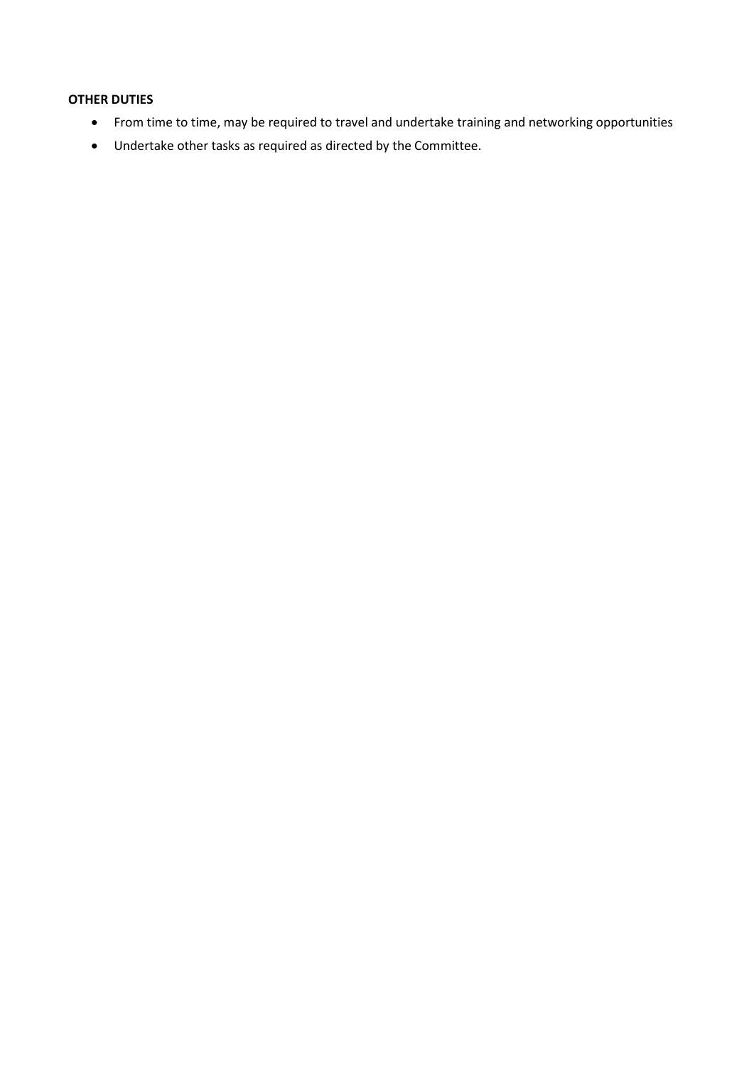**OTHER DUTIES**

- From time to time, may be required to travel and undertake training and networking opportunities
- Undertake other tasks as required as directed by the Committee.